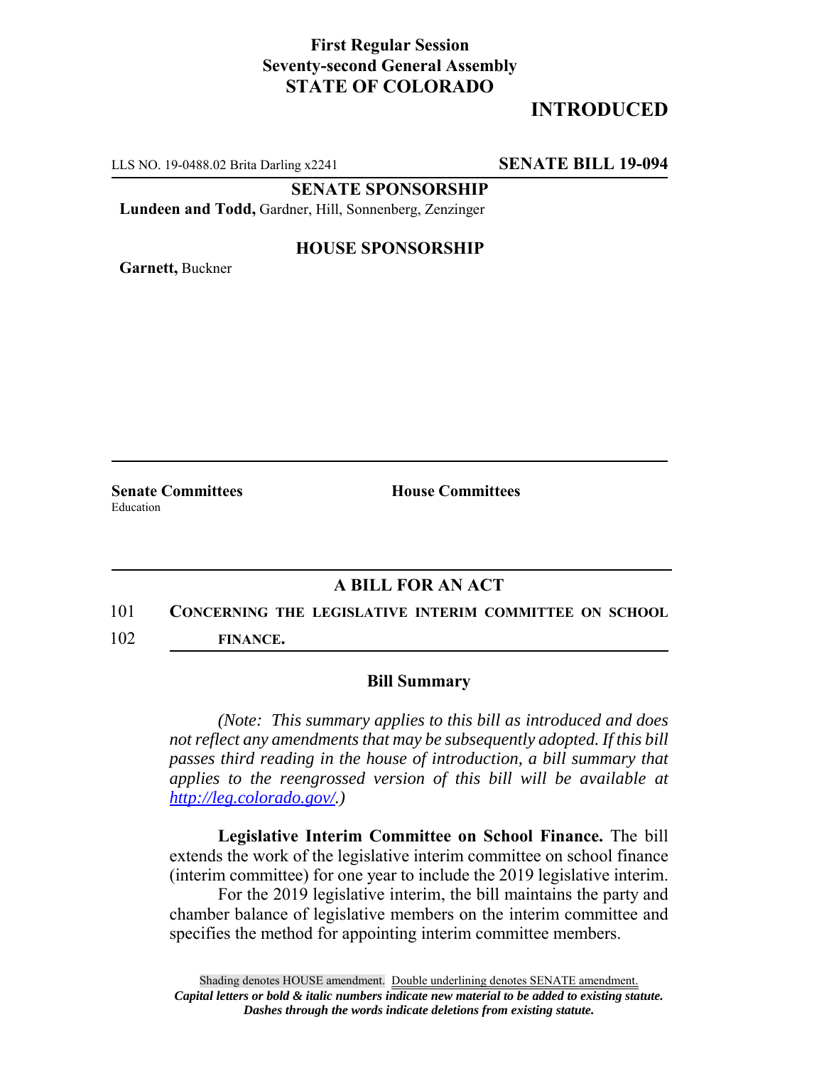**First Regular Session**
**Seventy-second General Assembly**
**STATE OF COLORADO**

**INTRODUCED**

LLS NO. 19-0488.02 Brita Darling x2241 **SENATE BILL 19-094**

**SENATE SPONSORSHIP**

**Lundeen and Todd,** Gardner, Hill, Sonnenberg, Zenzinger

**HOUSE SPONSORSHIP**

**Garnett,** Buckner

**Senate Committees**
Education

**House Committees**

## A BILL FOR AN ACT

101 **CONCERNING THE LEGISLATIVE INTERIM COMMITTEE ON SCHOOL**
102 **FINANCE.**

### Bill Summary

*(Note: This summary applies to this bill as introduced and does not reflect any amendments that may be subsequently adopted. If this bill passes third reading in the house of introduction, a bill summary that applies to the reengrossed version of this bill will be available at http://leg.colorado.gov/.)*

**Legislative Interim Committee on School Finance.** The bill extends the work of the legislative interim committee on school finance (interim committee) for one year to include the 2019 legislative interim.

For the 2019 legislative interim, the bill maintains the party and chamber balance of legislative members on the interim committee and specifies the method for appointing interim committee members.

Shading denotes HOUSE amendment. Double underlining denotes SENATE amendment.
*Capital letters or bold & italic numbers indicate new material to be added to existing statute.*
*Dashes through the words indicate deletions from existing statute.*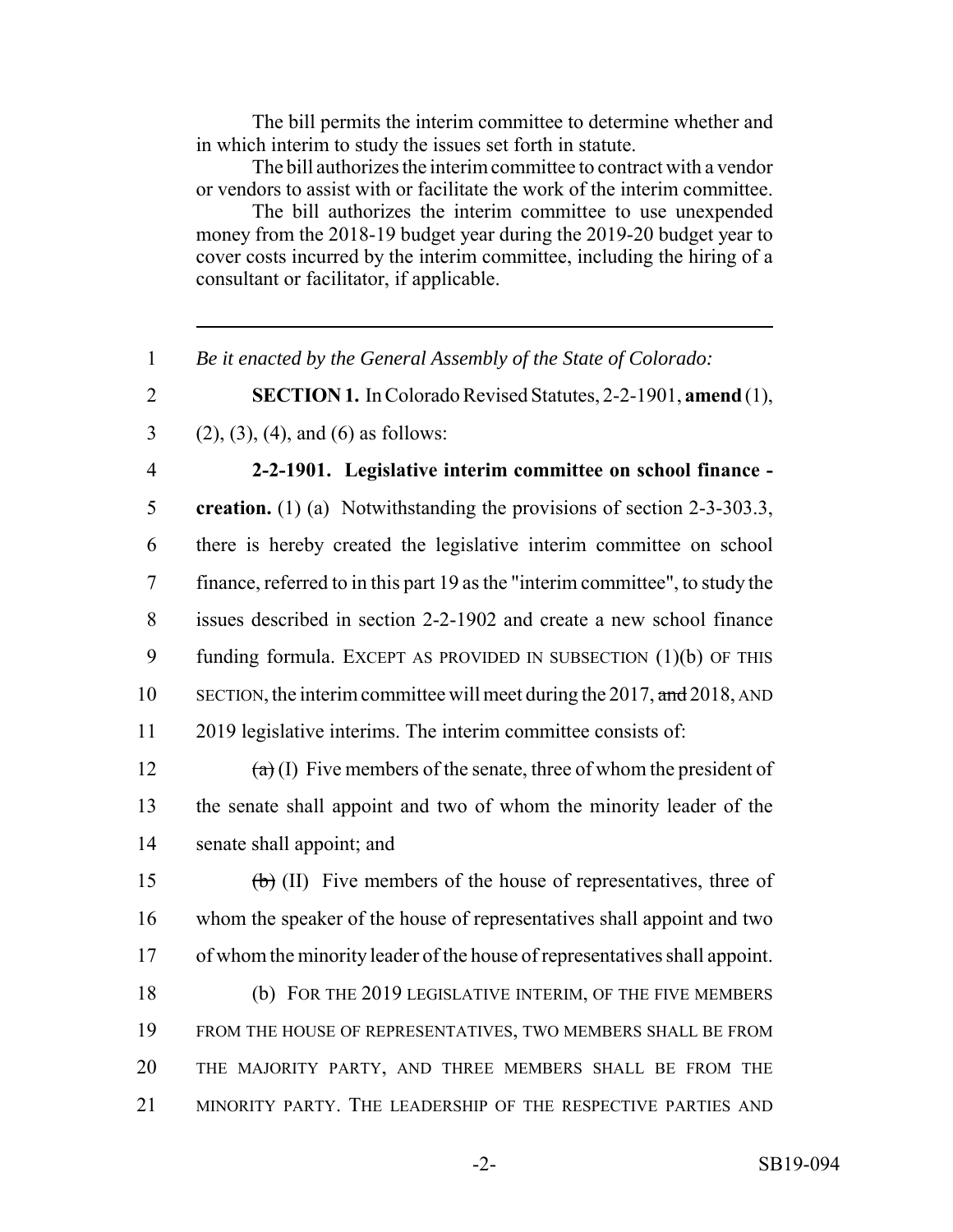The bill permits the interim committee to determine whether and in which interim to study the issues set forth in statute.

The bill authorizes the interim committee to contract with a vendor or vendors to assist with or facilitate the work of the interim committee.

The bill authorizes the interim committee to use unexpended money from the 2018-19 budget year during the 2019-20 budget year to cover costs incurred by the interim committee, including the hiring of a consultant or facilitator, if applicable.

---

1 *Be it enacted by the General Assembly of the State of Colorado:*

2 **SECTION 1.** In Colorado Revised Statutes, 2-2-1901, **amend** (1),
3 (2), (3), (4), and (6) as follows:

4 **2-2-1901. Legislative interim committee on school finance -**
5 **creation.** (1) (a) Notwithstanding the provisions of section 2-3-303.3,
6 there is hereby created the legislative interim committee on school
7 finance, referred to in this part 19 as the "interim committee", to study the
8 issues described in section 2-2-1902 and create a new school finance
9 funding formula. EXCEPT AS PROVIDED IN SUBSECTION (1)(b) OF THIS
10 SECTION, the interim committee will meet during the 2017, ~~and~~ 2018, AND
11 2019 legislative interims. The interim committee consists of:

12 ~~(a)~~ (I) Five members of the senate, three of whom the president of
13 the senate shall appoint and two of whom the minority leader of the
14 senate shall appoint; and

15 ~~(b)~~ (II) Five members of the house of representatives, three of
16 whom the speaker of the house of representatives shall appoint and two
17 of whom the minority leader of the house of representatives shall appoint.

18 (b) FOR THE 2019 LEGISLATIVE INTERIM, OF THE FIVE MEMBERS
19 FROM THE HOUSE OF REPRESENTATIVES, TWO MEMBERS SHALL BE FROM
20 THE MAJORITY PARTY, AND THREE MEMBERS SHALL BE FROM THE
21 MINORITY PARTY. THE LEADERSHIP OF THE RESPECTIVE PARTIES AND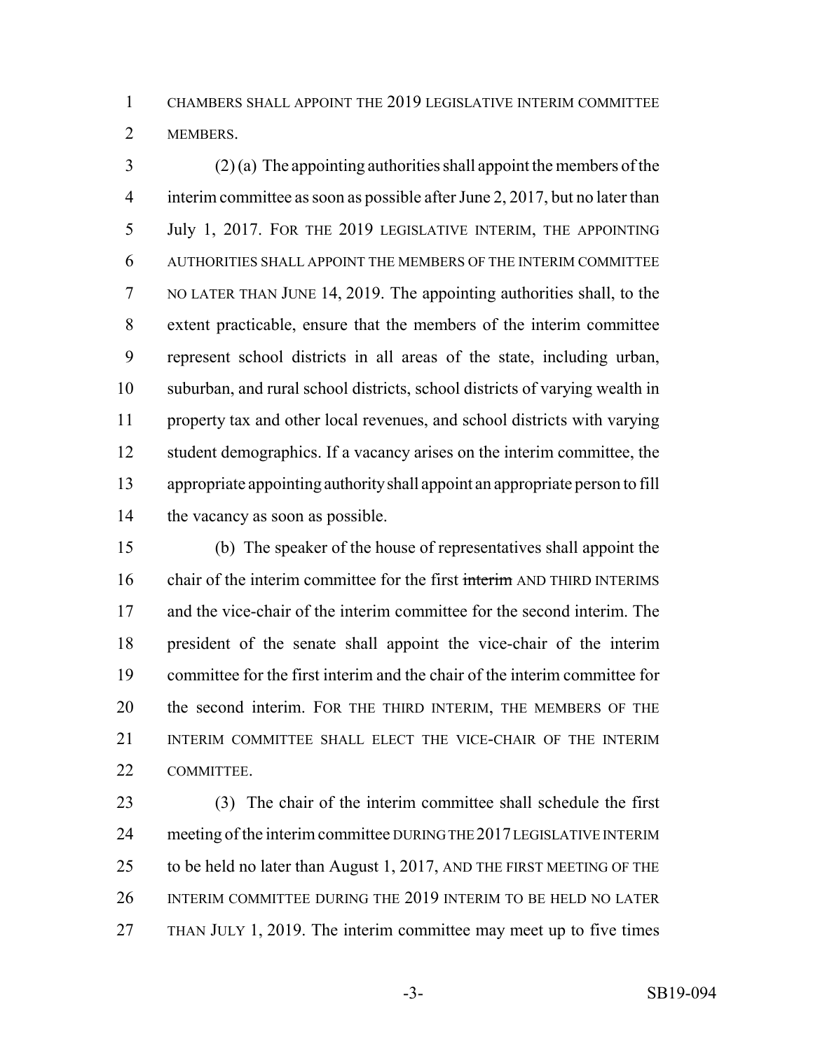CHAMBERS SHALL APPOINT THE 2019 LEGISLATIVE INTERIM COMMITTEE MEMBERS.

(2) (a) The appointing authorities shall appoint the members of the interim committee as soon as possible after June 2, 2017, but no later than July 1, 2017. FOR THE 2019 LEGISLATIVE INTERIM, THE APPOINTING AUTHORITIES SHALL APPOINT THE MEMBERS OF THE INTERIM COMMITTEE NO LATER THAN JUNE 14, 2019. The appointing authorities shall, to the extent practicable, ensure that the members of the interim committee represent school districts in all areas of the state, including urban, suburban, and rural school districts, school districts of varying wealth in property tax and other local revenues, and school districts with varying student demographics. If a vacancy arises on the interim committee, the appropriate appointing authority shall appoint an appropriate person to fill the vacancy as soon as possible.

(b) The speaker of the house of representatives shall appoint the chair of the interim committee for the first ~~interim~~ AND THIRD INTERIMS and the vice-chair of the interim committee for the second interim. The president of the senate shall appoint the vice-chair of the interim committee for the first interim and the chair of the interim committee for the second interim. FOR THE THIRD INTERIM, THE MEMBERS OF THE INTERIM COMMITTEE SHALL ELECT THE VICE-CHAIR OF THE INTERIM COMMITTEE.

(3) The chair of the interim committee shall schedule the first meeting of the interim committee DURING THE 2017 LEGISLATIVE INTERIM to be held no later than August 1, 2017, AND THE FIRST MEETING OF THE INTERIM COMMITTEE DURING THE 2019 INTERIM TO BE HELD NO LATER THAN JULY 1, 2019. The interim committee may meet up to five times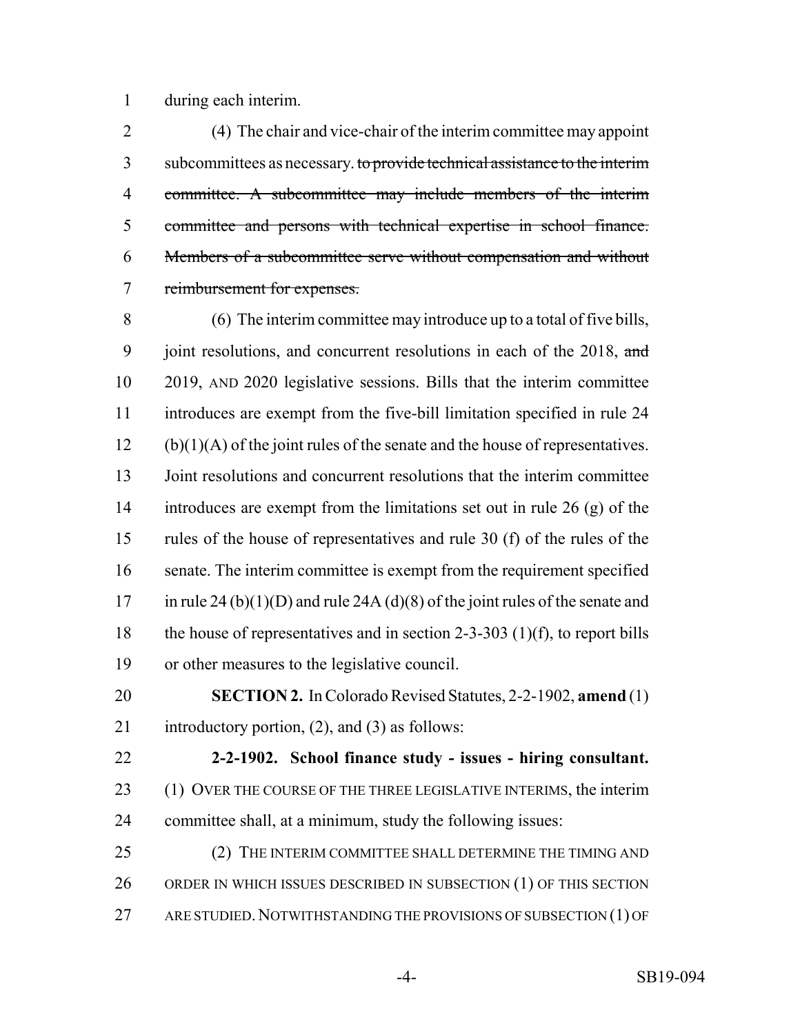during each interim.

(4) The chair and vice-chair of the interim committee may appoint subcommittees as necessary. ~~to provide technical assistance to the interim committee. A subcommittee may include members of the interim committee and persons with technical expertise in school finance. Members of a subcommittee serve without compensation and without reimbursement for expenses.~~

(6) The interim committee may introduce up to a total of five bills, joint resolutions, and concurrent resolutions in each of the 2018, ~~and~~ 2019, AND 2020 legislative sessions. Bills that the interim committee introduces are exempt from the five-bill limitation specified in rule 24 (b)(1)(A) of the joint rules of the senate and the house of representatives. Joint resolutions and concurrent resolutions that the interim committee introduces are exempt from the limitations set out in rule 26 (g) of the rules of the house of representatives and rule 30 (f) of the rules of the senate. The interim committee is exempt from the requirement specified in rule 24 (b)(1)(D) and rule 24A (d)(8) of the joint rules of the senate and the house of representatives and in section 2-3-303 (1)(f), to report bills or other measures to the legislative council.

**SECTION 2.** In Colorado Revised Statutes, 2-2-1902, **amend** (1) introductory portion, (2), and (3) as follows:

**2-2-1902. School finance study - issues - hiring consultant.** (1) OVER THE COURSE OF THE THREE LEGISLATIVE INTERIMS, the interim committee shall, at a minimum, study the following issues:

(2) THE INTERIM COMMITTEE SHALL DETERMINE THE TIMING AND ORDER IN WHICH ISSUES DESCRIBED IN SUBSECTION (1) OF THIS SECTION ARE STUDIED. NOTWITHSTANDING THE PROVISIONS OF SUBSECTION (1) OF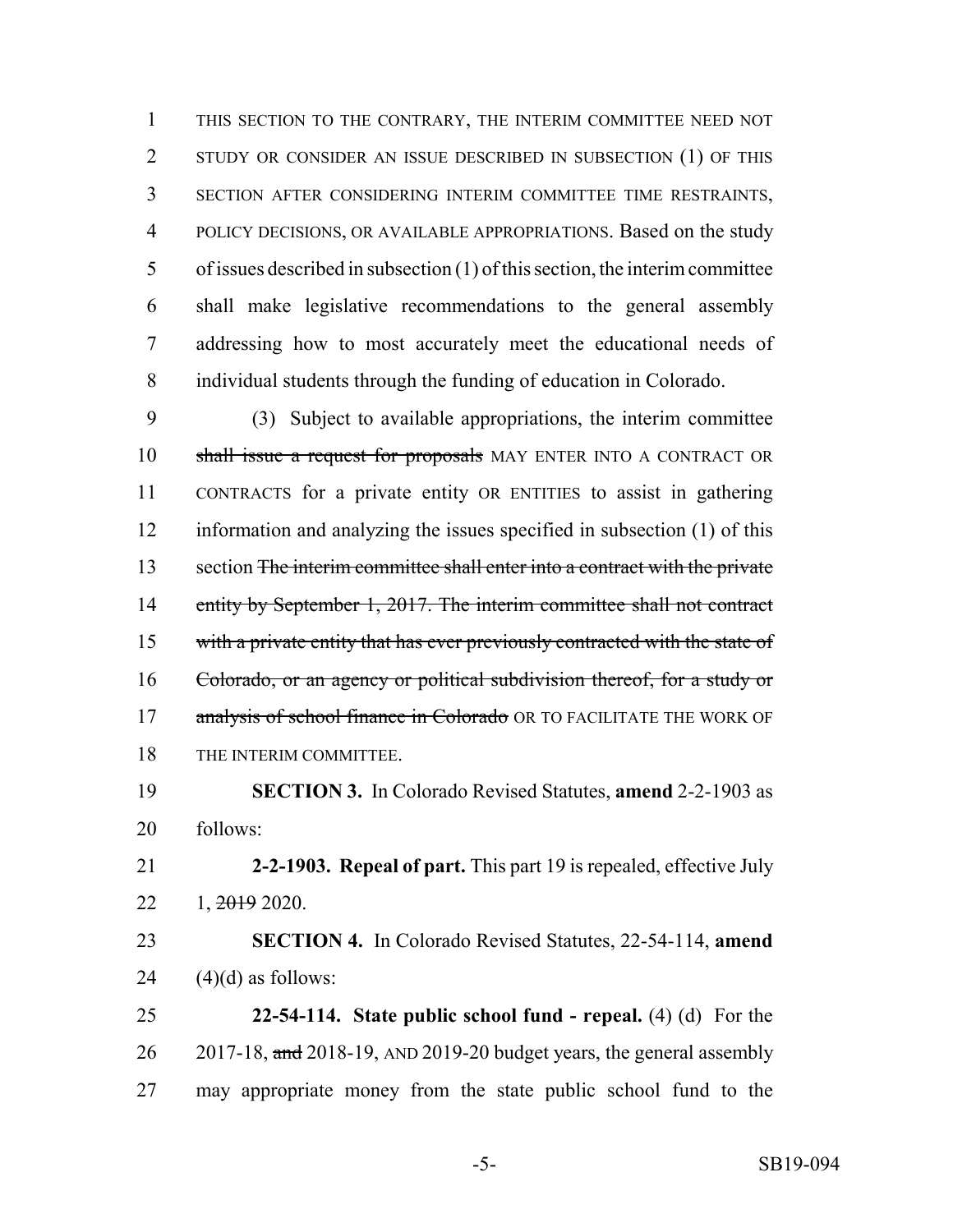THIS SECTION TO THE CONTRARY, THE INTERIM COMMITTEE NEED NOT STUDY OR CONSIDER AN ISSUE DESCRIBED IN SUBSECTION (1) OF THIS SECTION AFTER CONSIDERING INTERIM COMMITTEE TIME RESTRAINTS, POLICY DECISIONS, OR AVAILABLE APPROPRIATIONS. Based on the study of issues described in subsection (1) of this section, the interim committee shall make legislative recommendations to the general assembly addressing how to most accurately meet the educational needs of individual students through the funding of education in Colorado.

(3) Subject to available appropriations, the interim committee ~~shall issue a request for proposals~~ MAY ENTER INTO A CONTRACT OR CONTRACTS for a private entity OR ENTITIES to assist in gathering information and analyzing the issues specified in subsection (1) of this section ~~The interim committee shall enter into a contract with the private entity by September 1, 2017. The interim committee shall not contract with a private entity that has ever previously contracted with the state of Colorado, or an agency or political subdivision thereof, for a study or analysis of school finance in Colorado~~ OR TO FACILITATE THE WORK OF THE INTERIM COMMITTEE.

**SECTION 3.** In Colorado Revised Statutes, **amend** 2-2-1903 as follows:

**2-2-1903. Repeal of part.** This part 19 is repealed, effective July 1, ~~2019~~ 2020.

**SECTION 4.** In Colorado Revised Statutes, 22-54-114, **amend** (4)(d) as follows:

**22-54-114. State public school fund - repeal.** (4) (d) For the 2017-18, ~~and~~ 2018-19, AND 2019-20 budget years, the general assembly may appropriate money from the state public school fund to the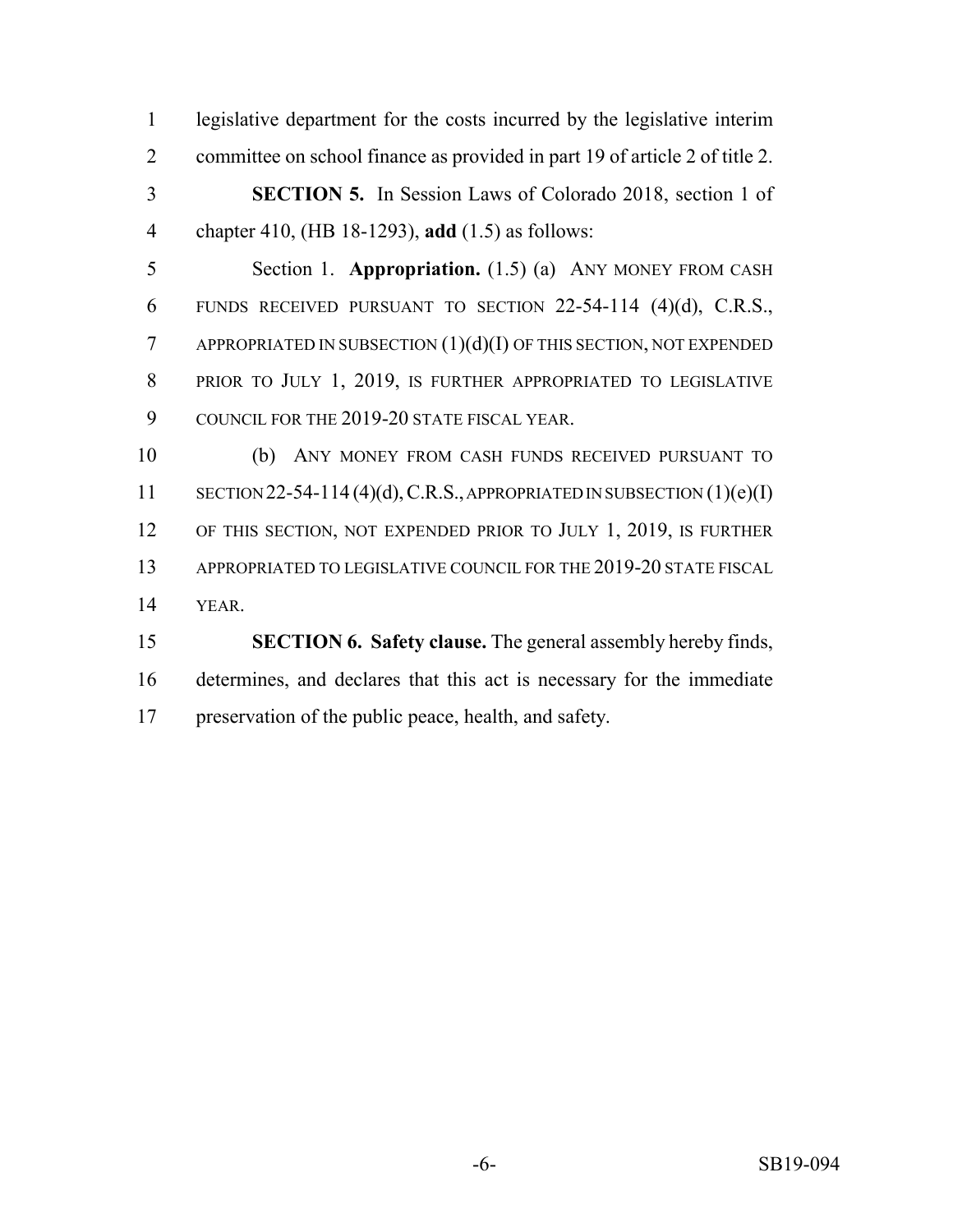legislative department for the costs incurred by the legislative interim committee on school finance as provided in part 19 of article 2 of title 2.

**SECTION 5.** In Session Laws of Colorado 2018, section 1 of chapter 410, (HB 18-1293), **add** (1.5) as follows:

Section 1. **Appropriation.** (1.5) (a) ANY MONEY FROM CASH FUNDS RECEIVED PURSUANT TO SECTION 22-54-114 (4)(d), C.R.S., APPROPRIATED IN SUBSECTION (1)(d)(I) OF THIS SECTION, NOT EXPENDED PRIOR TO JULY 1, 2019, IS FURTHER APPROPRIATED TO LEGISLATIVE COUNCIL FOR THE 2019-20 STATE FISCAL YEAR.

(b) ANY MONEY FROM CASH FUNDS RECEIVED PURSUANT TO SECTION 22-54-114 (4)(d), C.R.S., APPROPRIATED IN SUBSECTION (1)(e)(I) OF THIS SECTION, NOT EXPENDED PRIOR TO JULY 1, 2019, IS FURTHER APPROPRIATED TO LEGISLATIVE COUNCIL FOR THE 2019-20 STATE FISCAL YEAR.

**SECTION 6. Safety clause.** The general assembly hereby finds, determines, and declares that this act is necessary for the immediate preservation of the public peace, health, and safety.